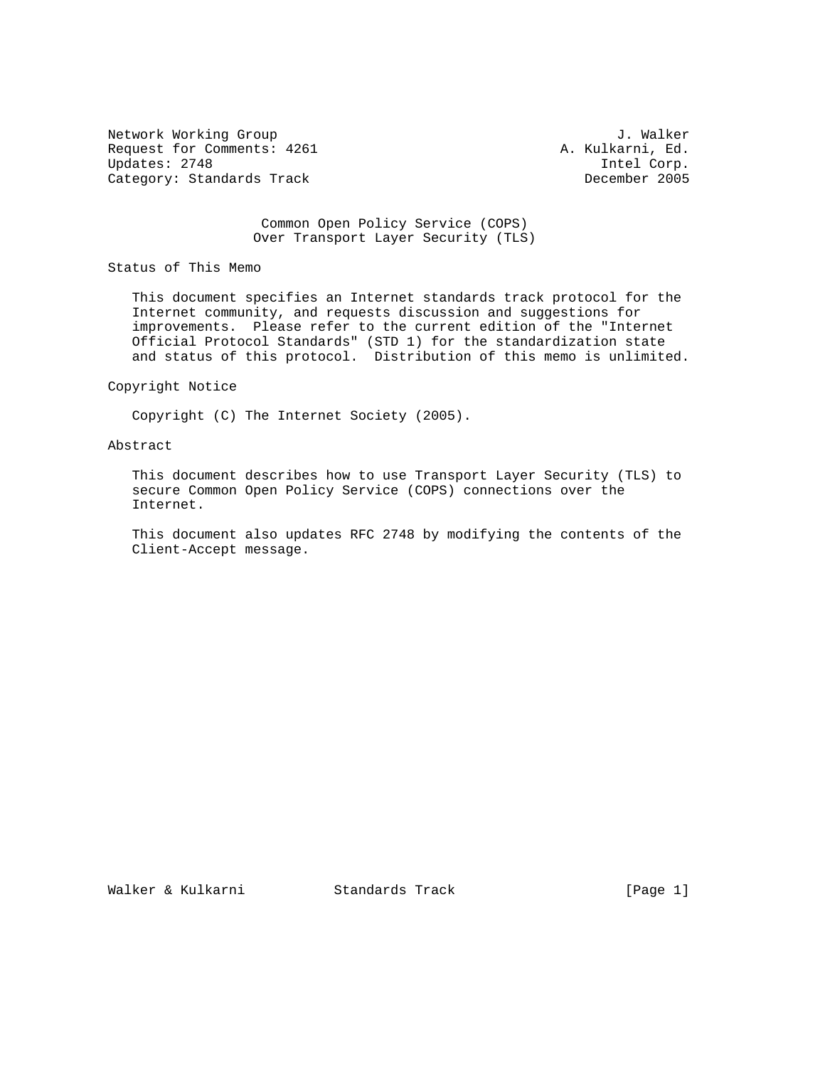Network Working Group                                          J. Walker
Request for Comments: 4261                              A. Kulkarni, Ed.
Updates: 2748                                                Intel Corp.
Category: Standards Track                                  December 2005

# Common Open Policy Service (COPS) Over Transport Layer Security (TLS)

## Status of This Memo

This document specifies an Internet standards track protocol for the Internet community, and requests discussion and suggestions for improvements. Please refer to the current edition of the "Internet Official Protocol Standards" (STD 1) for the standardization state and status of this protocol. Distribution of this memo is unlimited.

## Copyright Notice

Copyright (C) The Internet Society (2005).

## Abstract

This document describes how to use Transport Layer Security (TLS) to secure Common Open Policy Service (COPS) connections over the Internet.

This document also updates RFC 2748 by modifying the contents of the Client-Accept message.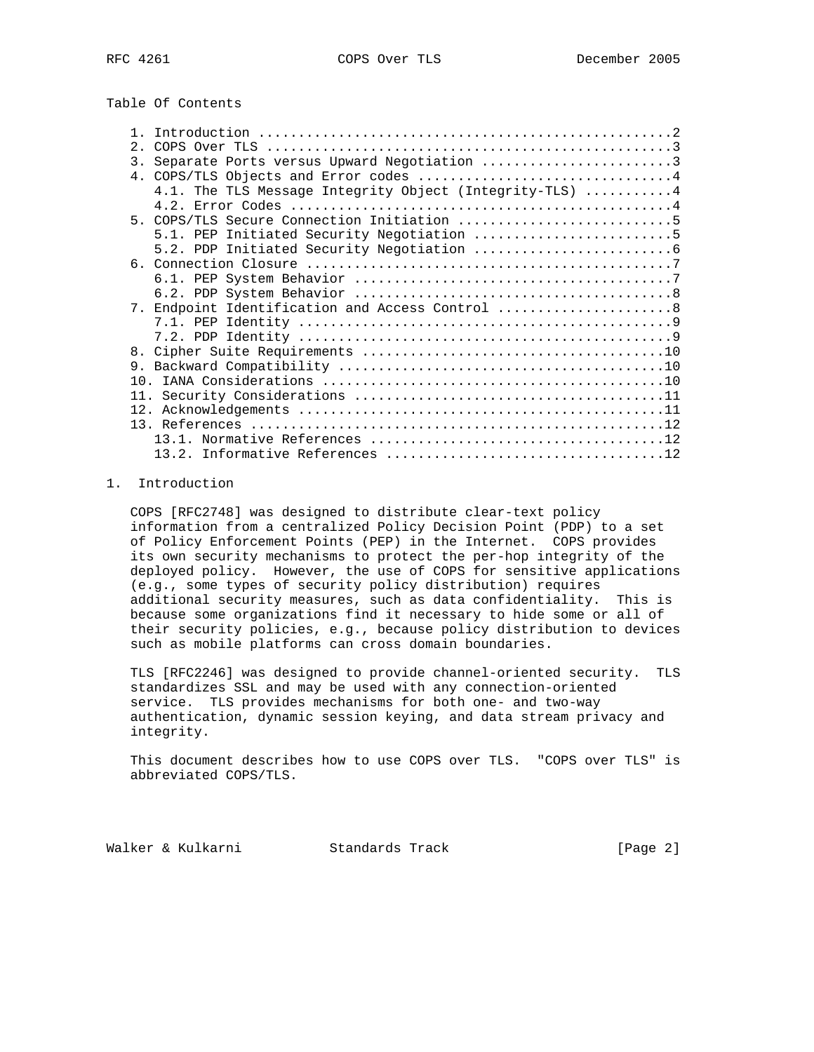Table Of Contents

1. Introduction ....................................................2
2. COPS Over TLS ...................................................3
3. Separate Ports versus Upward Negotiation ........................3
4. COPS/TLS Objects and Error codes ................................4
   4.1. The TLS Message Integrity Object (Integrity-TLS) ...........4
   4.2. Error Codes ................................................4
5. COPS/TLS Secure Connection Initiation ...........................5
   5.1. PEP Initiated Security Negotiation .........................5
   5.2. PDP Initiated Security Negotiation .........................6
6. Connection Closure ..............................................7
   6.1. PEP System Behavior ........................................7
   6.2. PDP System Behavior ........................................8
7. Endpoint Identification and Access Control ......................8
   7.1. PEP Identity ...............................................9
   7.2. PDP Identity ...............................................9
8. Cipher Suite Requirements ......................................10
9. Backward Compatibility .........................................10
10. IANA Considerations ...........................................10
11. Security Considerations .......................................11
12. Acknowledgements ..............................................11
13. References ....................................................12
   13.1. Normative References .....................................12
   13.2. Informative References ...................................12

# 1. Introduction

COPS [RFC2748] was designed to distribute clear-text policy information from a centralized Policy Decision Point (PDP) to a set of Policy Enforcement Points (PEP) in the Internet. COPS provides its own security mechanisms to protect the per-hop integrity of the deployed policy. However, the use of COPS for sensitive applications (e.g., some types of security policy distribution) requires additional security measures, such as data confidentiality. This is because some organizations find it necessary to hide some or all of their security policies, e.g., because policy distribution to devices such as mobile platforms can cross domain boundaries.

TLS [RFC2246] was designed to provide channel-oriented security. TLS standardizes SSL and may be used with any connection-oriented service. TLS provides mechanisms for both one- and two-way authentication, dynamic session keying, and data stream privacy and integrity.

This document describes how to use COPS over TLS. "COPS over TLS" is abbreviated COPS/TLS.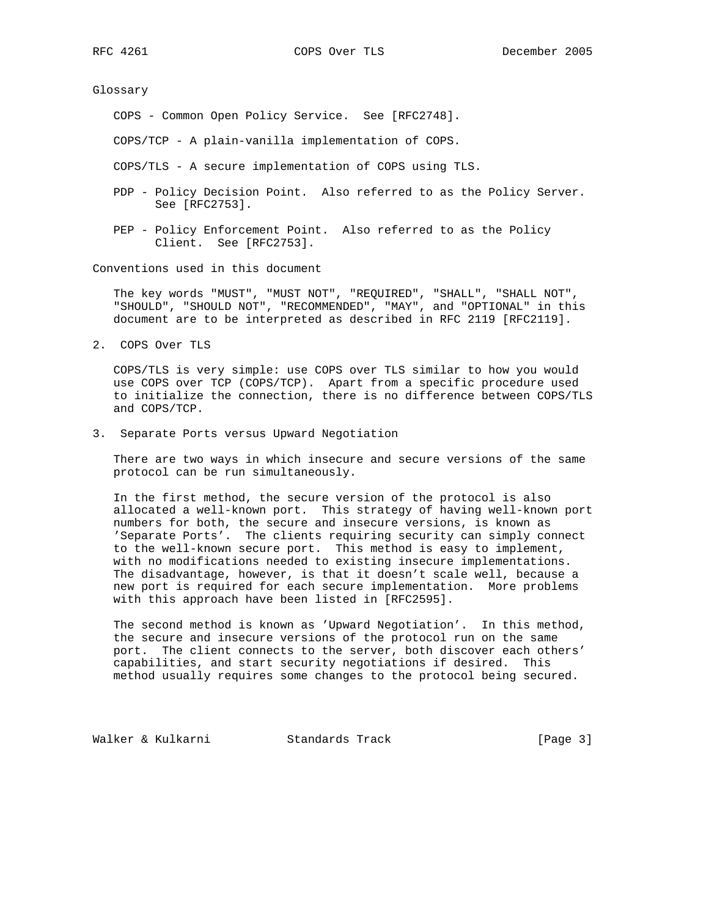Glossary

COPS - Common Open Policy Service. See [RFC2748].

COPS/TCP - A plain-vanilla implementation of COPS.

COPS/TLS - A secure implementation of COPS using TLS.

PDP - Policy Decision Point. Also referred to as the Policy Server. See [RFC2753].

PEP - Policy Enforcement Point. Also referred to as the Policy Client. See [RFC2753].

Conventions used in this document

The key words "MUST", "MUST NOT", "REQUIRED", "SHALL", "SHALL NOT", "SHOULD", "SHOULD NOT", "RECOMMENDED", "MAY", and "OPTIONAL" in this document are to be interpreted as described in RFC 2119 [RFC2119].

## 2. COPS Over TLS

COPS/TLS is very simple: use COPS over TLS similar to how you would use COPS over TCP (COPS/TCP). Apart from a specific procedure used to initialize the connection, there is no difference between COPS/TLS and COPS/TCP.

## 3. Separate Ports versus Upward Negotiation

There are two ways in which insecure and secure versions of the same protocol can be run simultaneously.

In the first method, the secure version of the protocol is also allocated a well-known port. This strategy of having well-known port numbers for both, the secure and insecure versions, is known as 'Separate Ports'. The clients requiring security can simply connect to the well-known secure port. This method is easy to implement, with no modifications needed to existing insecure implementations. The disadvantage, however, is that it doesn't scale well, because a new port is required for each secure implementation. More problems with this approach have been listed in [RFC2595].

The second method is known as 'Upward Negotiation'. In this method, the secure and insecure versions of the protocol run on the same port. The client connects to the server, both discover each others' capabilities, and start security negotiations if desired. This method usually requires some changes to the protocol being secured.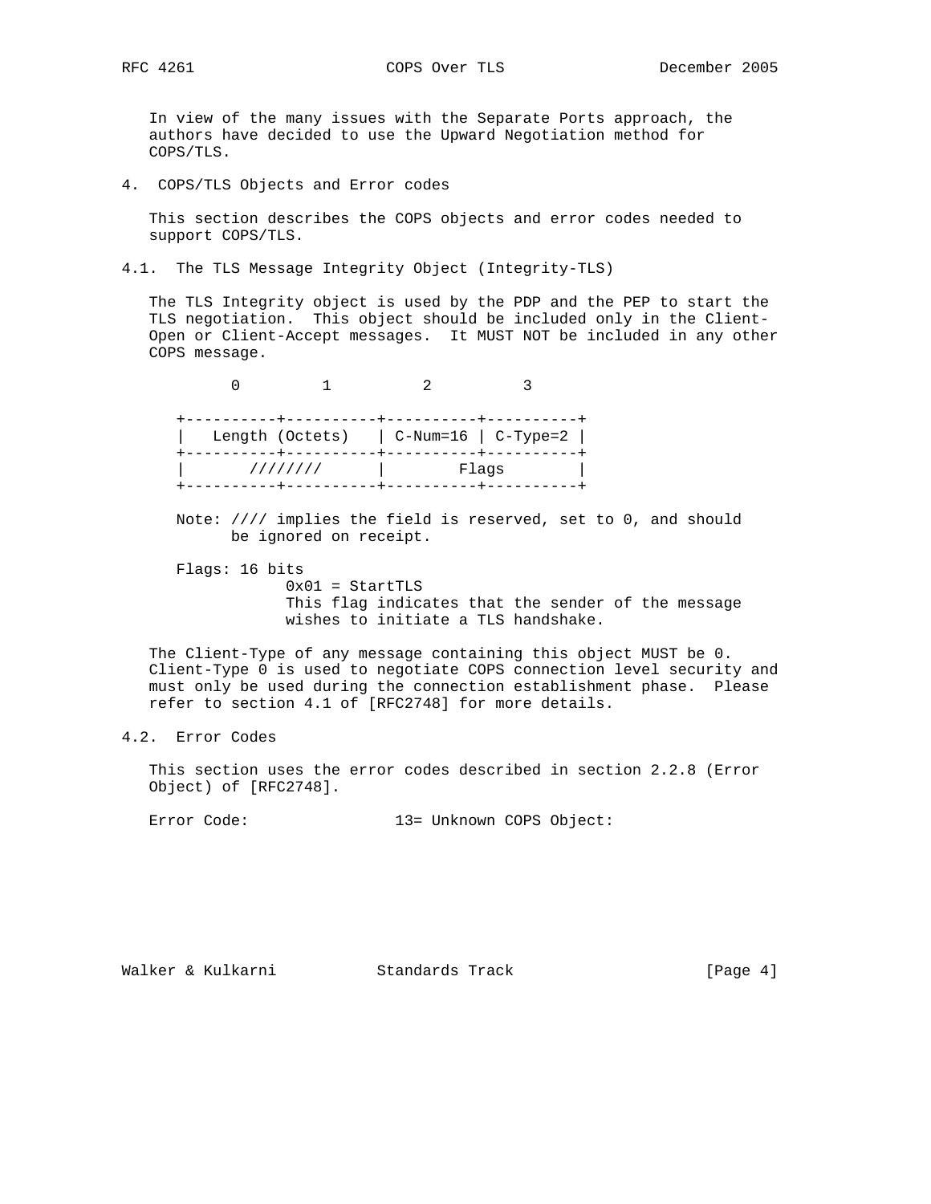In view of the many issues with the Separate Ports approach, the authors have decided to use the Upward Negotiation method for COPS/TLS.

## 4. COPS/TLS Objects and Error codes

This section describes the COPS objects and error codes needed to support COPS/TLS.

### 4.1. The TLS Message Integrity Object (Integrity-TLS)

The TLS Integrity object is used by the PDP and the PEP to start the TLS negotiation. This object should be included only in the Client-Open or Client-Accept messages. It MUST NOT be included in any other COPS message.

```
        0         1          2          3

   +----------+----------+----------+----------+
   |   Length (Octets)   | C-Num=16 | C-Type=2 |
   +----------+----------+----------+----------+
   |       ////////      |        Flags        |
   +----------+----------+----------+----------+
```

Note: //// implies the field is reserved, set to 0, and should be ignored on receipt.

Flags: 16 bits
0x01 = StartTLS
This flag indicates that the sender of the message wishes to initiate a TLS handshake.

The Client-Type of any message containing this object MUST be 0. Client-Type 0 is used to negotiate COPS connection level security and must only be used during the connection establishment phase. Please refer to section 4.1 of [RFC2748] for more details.

### 4.2. Error Codes

This section uses the error codes described in section 2.2.8 (Error Object) of [RFC2748].

Error Code:                13= Unknown COPS Object: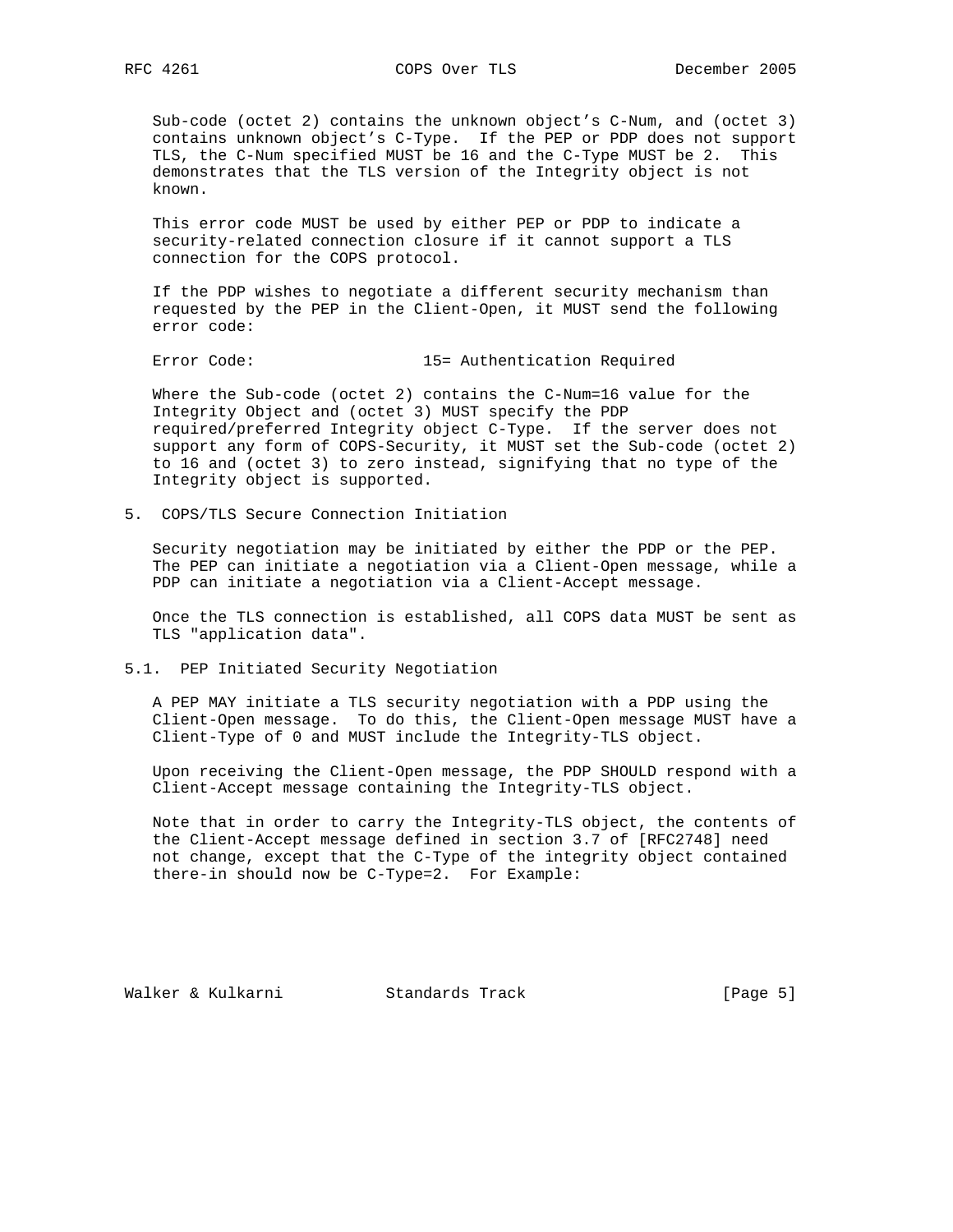Sub-code (octet 2) contains the unknown object's C-Num, and (octet 3) contains unknown object's C-Type. If the PEP or PDP does not support TLS, the C-Num specified MUST be 16 and the C-Type MUST be 2. This demonstrates that the TLS version of the Integrity object is not known.

This error code MUST be used by either PEP or PDP to indicate a security-related connection closure if it cannot support a TLS connection for the COPS protocol.

If the PDP wishes to negotiate a different security mechanism than requested by the PEP in the Client-Open, it MUST send the following error code:

```
Error Code:                  15= Authentication Required
```

Where the Sub-code (octet 2) contains the C-Num=16 value for the Integrity Object and (octet 3) MUST specify the PDP required/preferred Integrity object C-Type. If the server does not support any form of COPS-Security, it MUST set the Sub-code (octet 2) to 16 and (octet 3) to zero instead, signifying that no type of the Integrity object is supported.

## 5. COPS/TLS Secure Connection Initiation

Security negotiation may be initiated by either the PDP or the PEP. The PEP can initiate a negotiation via a Client-Open message, while a PDP can initiate a negotiation via a Client-Accept message.

Once the TLS connection is established, all COPS data MUST be sent as TLS "application data".

### 5.1. PEP Initiated Security Negotiation

A PEP MAY initiate a TLS security negotiation with a PDP using the Client-Open message. To do this, the Client-Open message MUST have a Client-Type of 0 and MUST include the Integrity-TLS object.

Upon receiving the Client-Open message, the PDP SHOULD respond with a Client-Accept message containing the Integrity-TLS object.

Note that in order to carry the Integrity-TLS object, the contents of the Client-Accept message defined in section 3.7 of [RFC2748] need not change, except that the C-Type of the integrity object contained there-in should now be C-Type=2. For Example: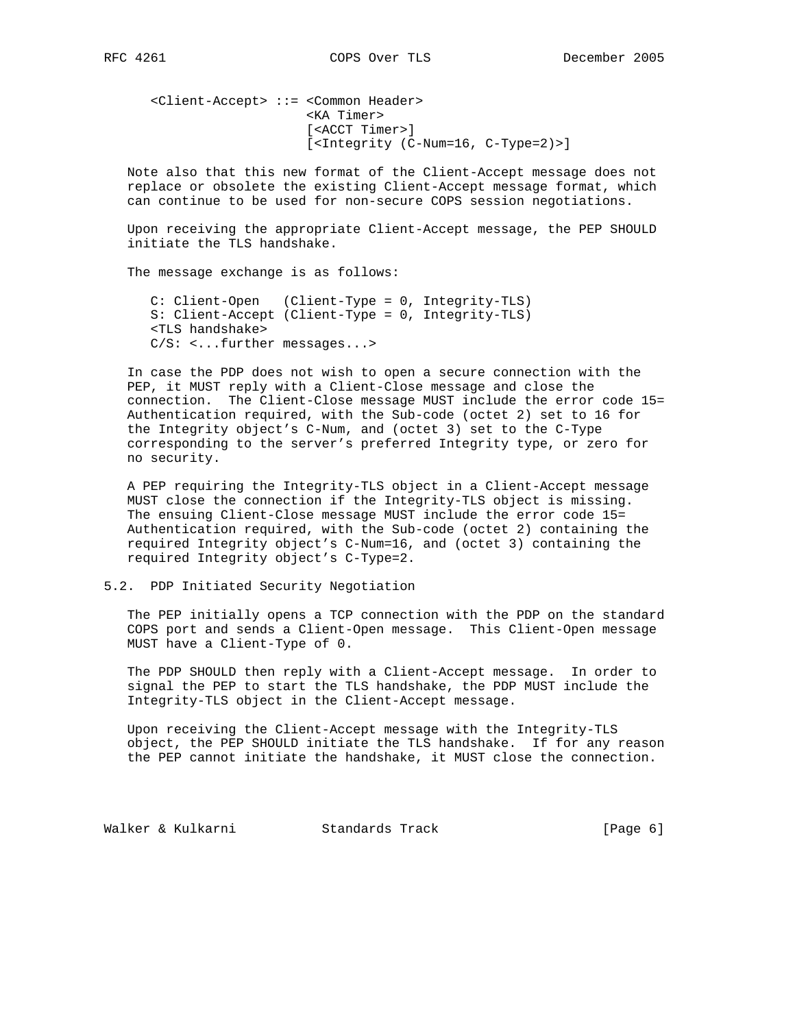```
<Client-Accept> ::= <Common Header>
                    <KA Timer>
                    [<ACCT Timer>]
                    [<Integrity (C-Num=16, C-Type=2)>]
```

Note also that this new format of the Client-Accept message does not replace or obsolete the existing Client-Accept message format, which can continue to be used for non-secure COPS session negotiations.

Upon receiving the appropriate Client-Accept message, the PEP SHOULD initiate the TLS handshake.

The message exchange is as follows:

```
C: Client-Open   (Client-Type = 0, Integrity-TLS)
S: Client-Accept (Client-Type = 0, Integrity-TLS)
<TLS handshake>
C/S: <...further messages...>
```

In case the PDP does not wish to open a secure connection with the PEP, it MUST reply with a Client-Close message and close the connection. The Client-Close message MUST include the error code 15= Authentication required, with the Sub-code (octet 2) set to 16 for the Integrity object's C-Num, and (octet 3) set to the C-Type corresponding to the server's preferred Integrity type, or zero for no security.

A PEP requiring the Integrity-TLS object in a Client-Accept message MUST close the connection if the Integrity-TLS object is missing. The ensuing Client-Close message MUST include the error code 15= Authentication required, with the Sub-code (octet 2) containing the required Integrity object's C-Num=16, and (octet 3) containing the required Integrity object's C-Type=2.

### 5.2. PDP Initiated Security Negotiation

The PEP initially opens a TCP connection with the PDP on the standard COPS port and sends a Client-Open message. This Client-Open message MUST have a Client-Type of 0.

The PDP SHOULD then reply with a Client-Accept message. In order to signal the PEP to start the TLS handshake, the PDP MUST include the Integrity-TLS object in the Client-Accept message.

Upon receiving the Client-Accept message with the Integrity-TLS object, the PEP SHOULD initiate the TLS handshake. If for any reason the PEP cannot initiate the handshake, it MUST close the connection.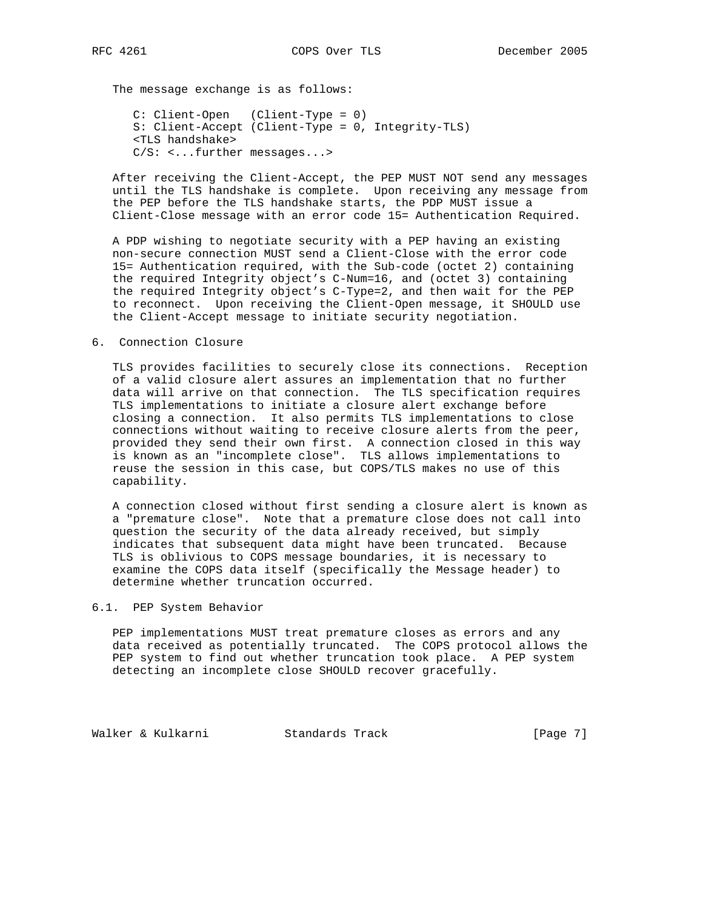The message exchange is as follows:

```
C: Client-Open   (Client-Type = 0)
S: Client-Accept (Client-Type = 0, Integrity-TLS)
<TLS handshake>
C/S: <...further messages...>
```

After receiving the Client-Accept, the PEP MUST NOT send any messages until the TLS handshake is complete. Upon receiving any message from the PEP before the TLS handshake starts, the PDP MUST issue a Client-Close message with an error code 15= Authentication Required.

A PDP wishing to negotiate security with a PEP having an existing non-secure connection MUST send a Client-Close with the error code 15= Authentication required, with the Sub-code (octet 2) containing the required Integrity object's C-Num=16, and (octet 3) containing the required Integrity object's C-Type=2, and then wait for the PEP to reconnect. Upon receiving the Client-Open message, it SHOULD use the Client-Accept message to initiate security negotiation.

## 6. Connection Closure

TLS provides facilities to securely close its connections. Reception of a valid closure alert assures an implementation that no further data will arrive on that connection. The TLS specification requires TLS implementations to initiate a closure alert exchange before closing a connection. It also permits TLS implementations to close connections without waiting to receive closure alerts from the peer, provided they send their own first. A connection closed in this way is known as an "incomplete close". TLS allows implementations to reuse the session in this case, but COPS/TLS makes no use of this capability.

A connection closed without first sending a closure alert is known as a "premature close". Note that a premature close does not call into question the security of the data already received, but simply indicates that subsequent data might have been truncated. Because TLS is oblivious to COPS message boundaries, it is necessary to examine the COPS data itself (specifically the Message header) to determine whether truncation occurred.

### 6.1. PEP System Behavior

PEP implementations MUST treat premature closes as errors and any data received as potentially truncated. The COPS protocol allows the PEP system to find out whether truncation took place. A PEP system detecting an incomplete close SHOULD recover gracefully.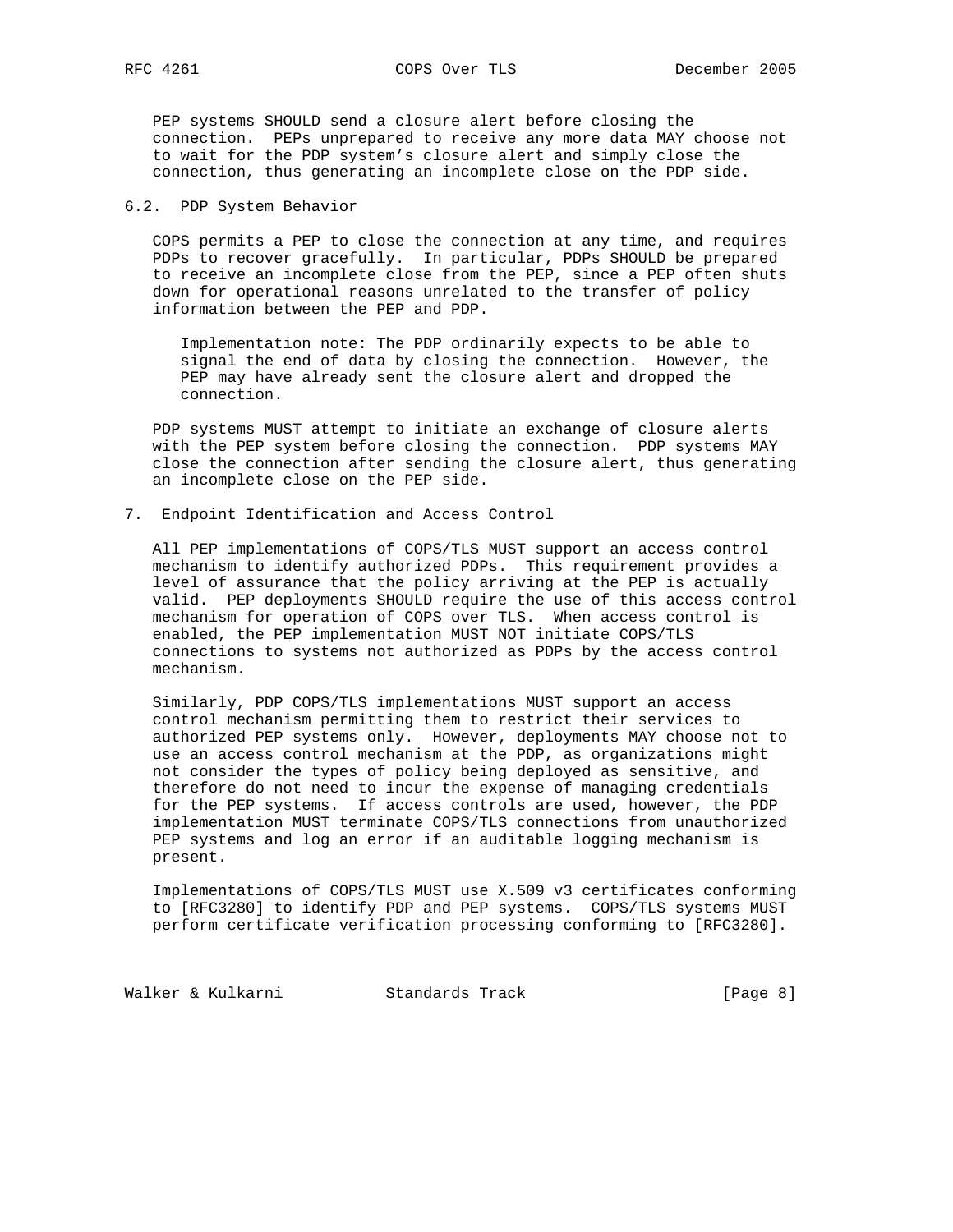PEP systems SHOULD send a closure alert before closing the connection. PEPs unprepared to receive any more data MAY choose not to wait for the PDP system's closure alert and simply close the connection, thus generating an incomplete close on the PDP side.

### 6.2. PDP System Behavior

COPS permits a PEP to close the connection at any time, and requires PDPs to recover gracefully. In particular, PDPs SHOULD be prepared to receive an incomplete close from the PEP, since a PEP often shuts down for operational reasons unrelated to the transfer of policy information between the PEP and PDP.

> Implementation note: The PDP ordinarily expects to be able to signal the end of data by closing the connection. However, the PEP may have already sent the closure alert and dropped the connection.

PDP systems MUST attempt to initiate an exchange of closure alerts with the PEP system before closing the connection. PDP systems MAY close the connection after sending the closure alert, thus generating an incomplete close on the PEP side.

## 7. Endpoint Identification and Access Control

All PEP implementations of COPS/TLS MUST support an access control mechanism to identify authorized PDPs. This requirement provides a level of assurance that the policy arriving at the PEP is actually valid. PEP deployments SHOULD require the use of this access control mechanism for operation of COPS over TLS. When access control is enabled, the PEP implementation MUST NOT initiate COPS/TLS connections to systems not authorized as PDPs by the access control mechanism.

Similarly, PDP COPS/TLS implementations MUST support an access control mechanism permitting them to restrict their services to authorized PEP systems only. However, deployments MAY choose not to use an access control mechanism at the PDP, as organizations might not consider the types of policy being deployed as sensitive, and therefore do not need to incur the expense of managing credentials for the PEP systems. If access controls are used, however, the PDP implementation MUST terminate COPS/TLS connections from unauthorized PEP systems and log an error if an auditable logging mechanism is present.

Implementations of COPS/TLS MUST use X.509 v3 certificates conforming to [RFC3280] to identify PDP and PEP systems. COPS/TLS systems MUST perform certificate verification processing conforming to [RFC3280].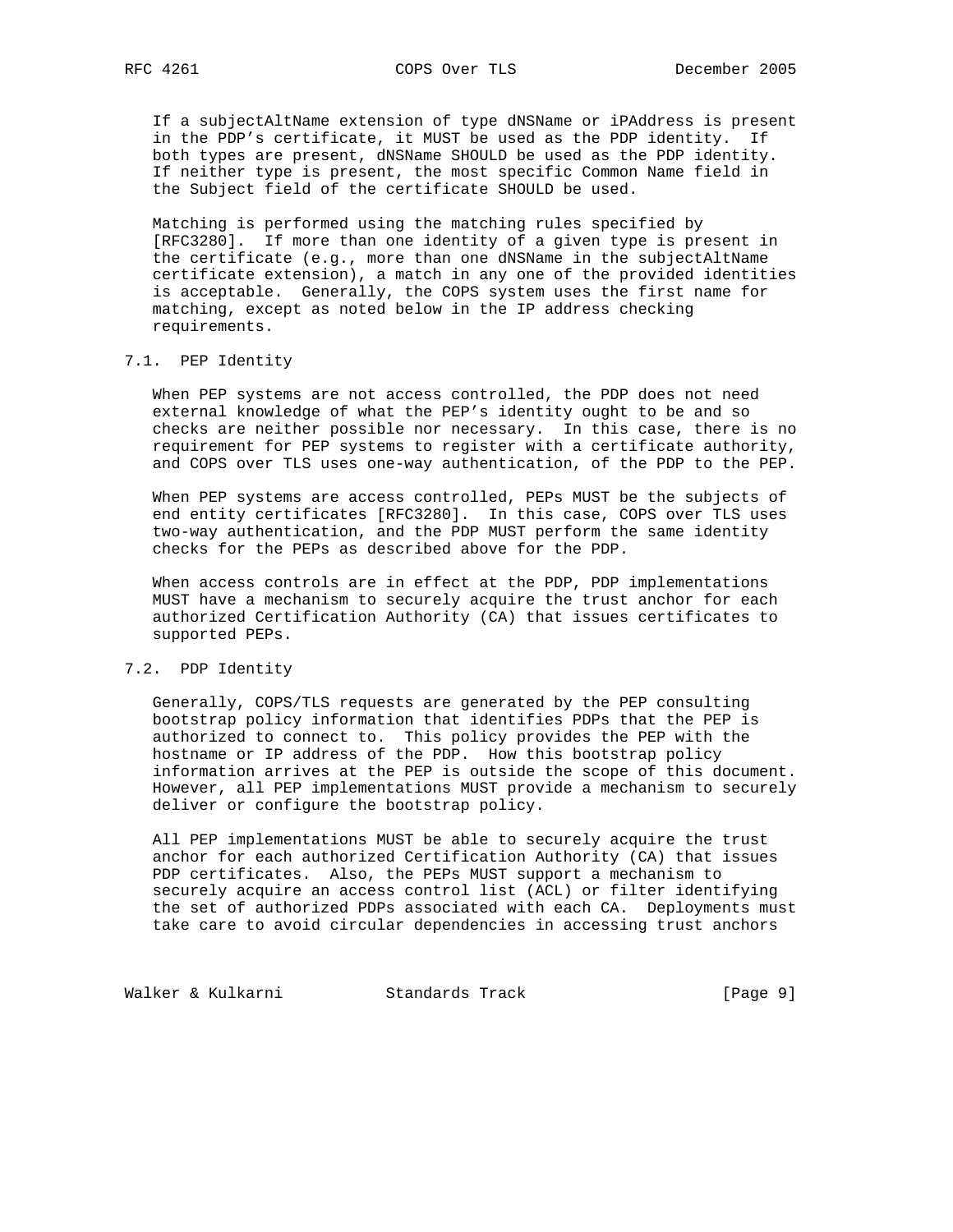If a subjectAltName extension of type dNSName or iPAddress is present in the PDP's certificate, it MUST be used as the PDP identity. If both types are present, dNSName SHOULD be used as the PDP identity. If neither type is present, the most specific Common Name field in the Subject field of the certificate SHOULD be used.

Matching is performed using the matching rules specified by [RFC3280]. If more than one identity of a given type is present in the certificate (e.g., more than one dNSName in the subjectAltName certificate extension), a match in any one of the provided identities is acceptable. Generally, the COPS system uses the first name for matching, except as noted below in the IP address checking requirements.

## 7.1. PEP Identity

When PEP systems are not access controlled, the PDP does not need external knowledge of what the PEP's identity ought to be and so checks are neither possible nor necessary. In this case, there is no requirement for PEP systems to register with a certificate authority, and COPS over TLS uses one-way authentication, of the PDP to the PEP.

When PEP systems are access controlled, PEPs MUST be the subjects of end entity certificates [RFC3280]. In this case, COPS over TLS uses two-way authentication, and the PDP MUST perform the same identity checks for the PEPs as described above for the PDP.

When access controls are in effect at the PDP, PDP implementations MUST have a mechanism to securely acquire the trust anchor for each authorized Certification Authority (CA) that issues certificates to supported PEPs.

## 7.2. PDP Identity

Generally, COPS/TLS requests are generated by the PEP consulting bootstrap policy information that identifies PDPs that the PEP is authorized to connect to. This policy provides the PEP with the hostname or IP address of the PDP. How this bootstrap policy information arrives at the PEP is outside the scope of this document. However, all PEP implementations MUST provide a mechanism to securely deliver or configure the bootstrap policy.

All PEP implementations MUST be able to securely acquire the trust anchor for each authorized Certification Authority (CA) that issues PDP certificates. Also, the PEPs MUST support a mechanism to securely acquire an access control list (ACL) or filter identifying the set of authorized PDPs associated with each CA. Deployments must take care to avoid circular dependencies in accessing trust anchors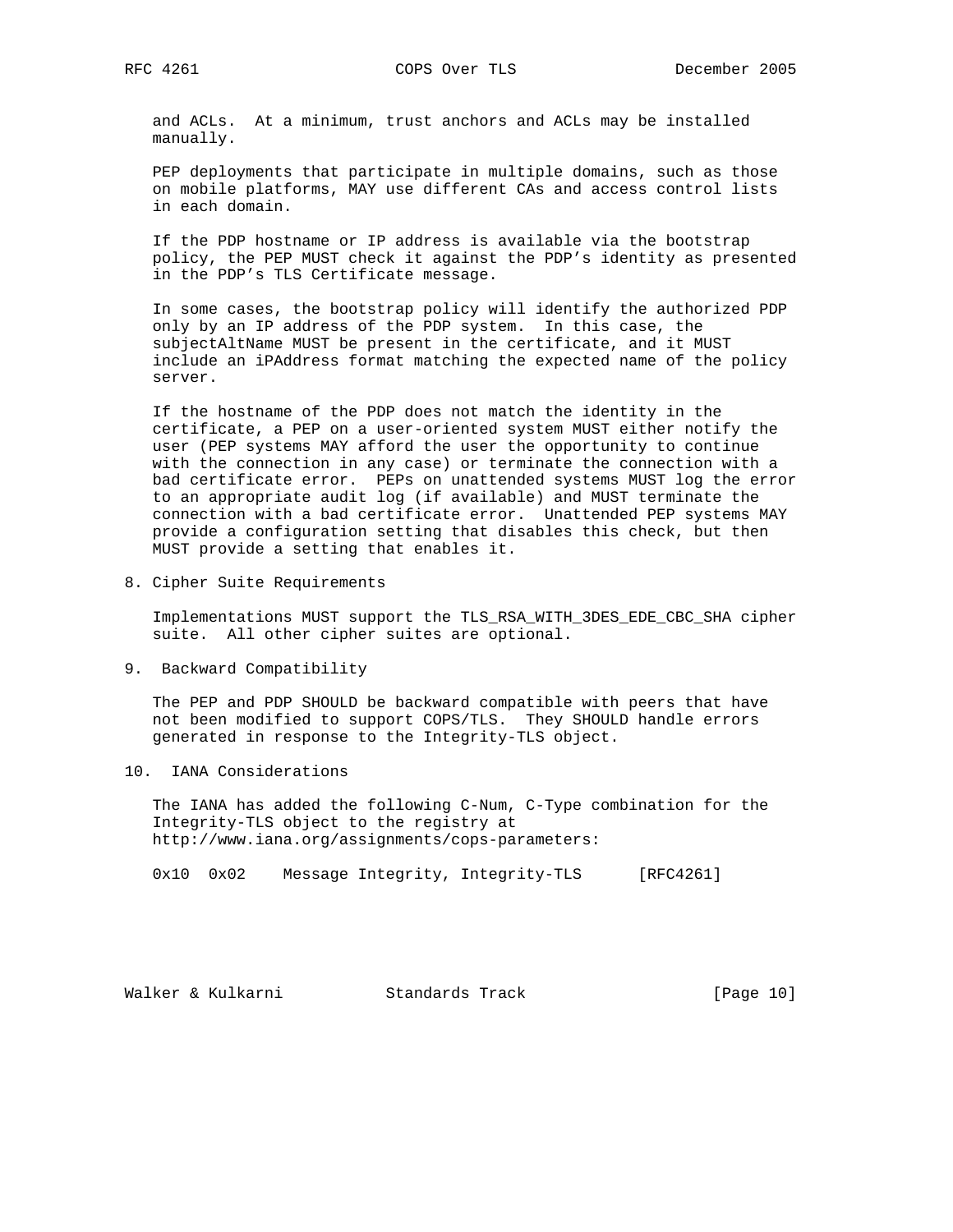and ACLs. At a minimum, trust anchors and ACLs may be installed manually.

PEP deployments that participate in multiple domains, such as those on mobile platforms, MAY use different CAs and access control lists in each domain.

If the PDP hostname or IP address is available via the bootstrap policy, the PEP MUST check it against the PDP's identity as presented in the PDP's TLS Certificate message.

In some cases, the bootstrap policy will identify the authorized PDP only by an IP address of the PDP system. In this case, the subjectAltName MUST be present in the certificate, and it MUST include an iPAddress format matching the expected name of the policy server.

If the hostname of the PDP does not match the identity in the certificate, a PEP on a user-oriented system MUST either notify the user (PEP systems MAY afford the user the opportunity to continue with the connection in any case) or terminate the connection with a bad certificate error. PEPs on unattended systems MUST log the error to an appropriate audit log (if available) and MUST terminate the connection with a bad certificate error. Unattended PEP systems MAY provide a configuration setting that disables this check, but then MUST provide a setting that enables it.

## 8. Cipher Suite Requirements

Implementations MUST support the TLS_RSA_WITH_3DES_EDE_CBC_SHA cipher suite. All other cipher suites are optional.

## 9. Backward Compatibility

The PEP and PDP SHOULD be backward compatible with peers that have not been modified to support COPS/TLS. They SHOULD handle errors generated in response to the Integrity-TLS object.

## 10. IANA Considerations

The IANA has added the following C-Num, C-Type combination for the Integrity-TLS object to the registry at http://www.iana.org/assignments/cops-parameters:

```
0x10  0x02    Message Integrity, Integrity-TLS      [RFC4261]
```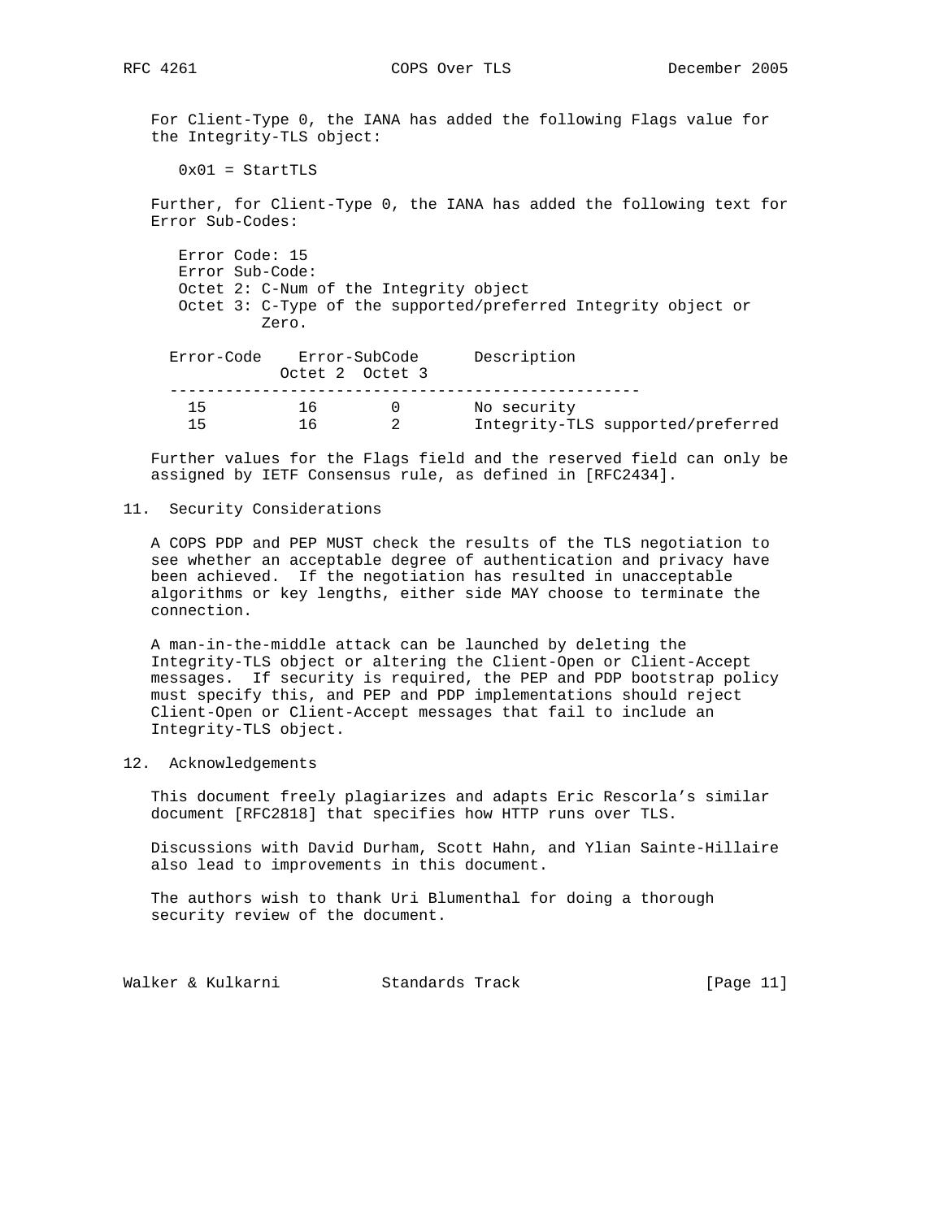For Client-Type 0, the IANA has added the following Flags value for the Integrity-TLS object:

0x01 = StartTLS

Further, for Client-Type 0, the IANA has added the following text for Error Sub-Codes:

Error Code: 15
Error Sub-Code:
Octet 2: C-Num of the Integrity object
Octet 3: C-Type of the supported/preferred Integrity object or Zero.

| Error-Code | Error-SubCode Octet 2 | Error-SubCode Octet 3 | Description |
|---|---|---|---|
| 15 | 16 | 0 | No security |
| 15 | 16 | 2 | Integrity-TLS supported/preferred |

Further values for the Flags field and the reserved field can only be assigned by IETF Consensus rule, as defined in [RFC2434].

## 11. Security Considerations

A COPS PDP and PEP MUST check the results of the TLS negotiation to see whether an acceptable degree of authentication and privacy have been achieved. If the negotiation has resulted in unacceptable algorithms or key lengths, either side MAY choose to terminate the connection.

A man-in-the-middle attack can be launched by deleting the Integrity-TLS object or altering the Client-Open or Client-Accept messages. If security is required, the PEP and PDP bootstrap policy must specify this, and PEP and PDP implementations should reject Client-Open or Client-Accept messages that fail to include an Integrity-TLS object.

## 12. Acknowledgements

This document freely plagiarizes and adapts Eric Rescorla's similar document [RFC2818] that specifies how HTTP runs over TLS.

Discussions with David Durham, Scott Hahn, and Ylian Sainte-Hillaire also lead to improvements in this document.

The authors wish to thank Uri Blumenthal for doing a thorough security review of the document.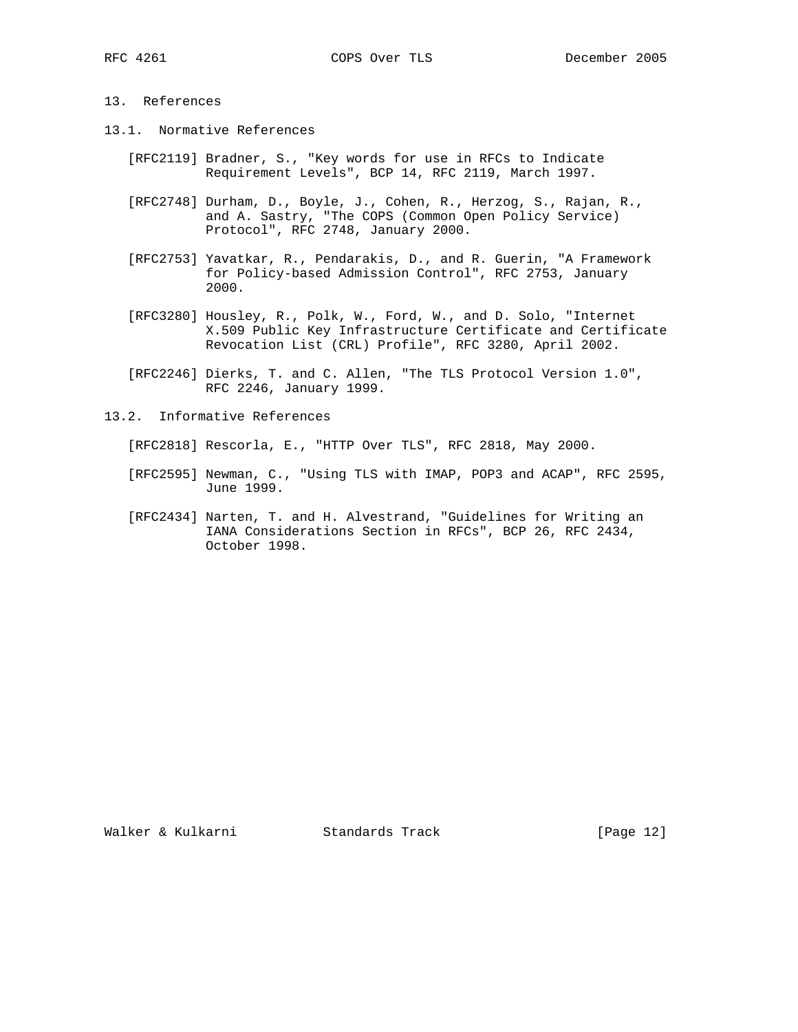## 13. References

### 13.1. Normative References

[RFC2119] Bradner, S., "Key words for use in RFCs to Indicate Requirement Levels", BCP 14, RFC 2119, March 1997.

[RFC2748] Durham, D., Boyle, J., Cohen, R., Herzog, S., Rajan, R., and A. Sastry, "The COPS (Common Open Policy Service) Protocol", RFC 2748, January 2000.

[RFC2753] Yavatkar, R., Pendarakis, D., and R. Guerin, "A Framework for Policy-based Admission Control", RFC 2753, January 2000.

[RFC3280] Housley, R., Polk, W., Ford, W., and D. Solo, "Internet X.509 Public Key Infrastructure Certificate and Certificate Revocation List (CRL) Profile", RFC 3280, April 2002.

[RFC2246] Dierks, T. and C. Allen, "The TLS Protocol Version 1.0", RFC 2246, January 1999.

### 13.2. Informative References

[RFC2818] Rescorla, E., "HTTP Over TLS", RFC 2818, May 2000.

[RFC2595] Newman, C., "Using TLS with IMAP, POP3 and ACAP", RFC 2595, June 1999.

[RFC2434] Narten, T. and H. Alvestrand, "Guidelines for Writing an IANA Considerations Section in RFCs", BCP 26, RFC 2434, October 1998.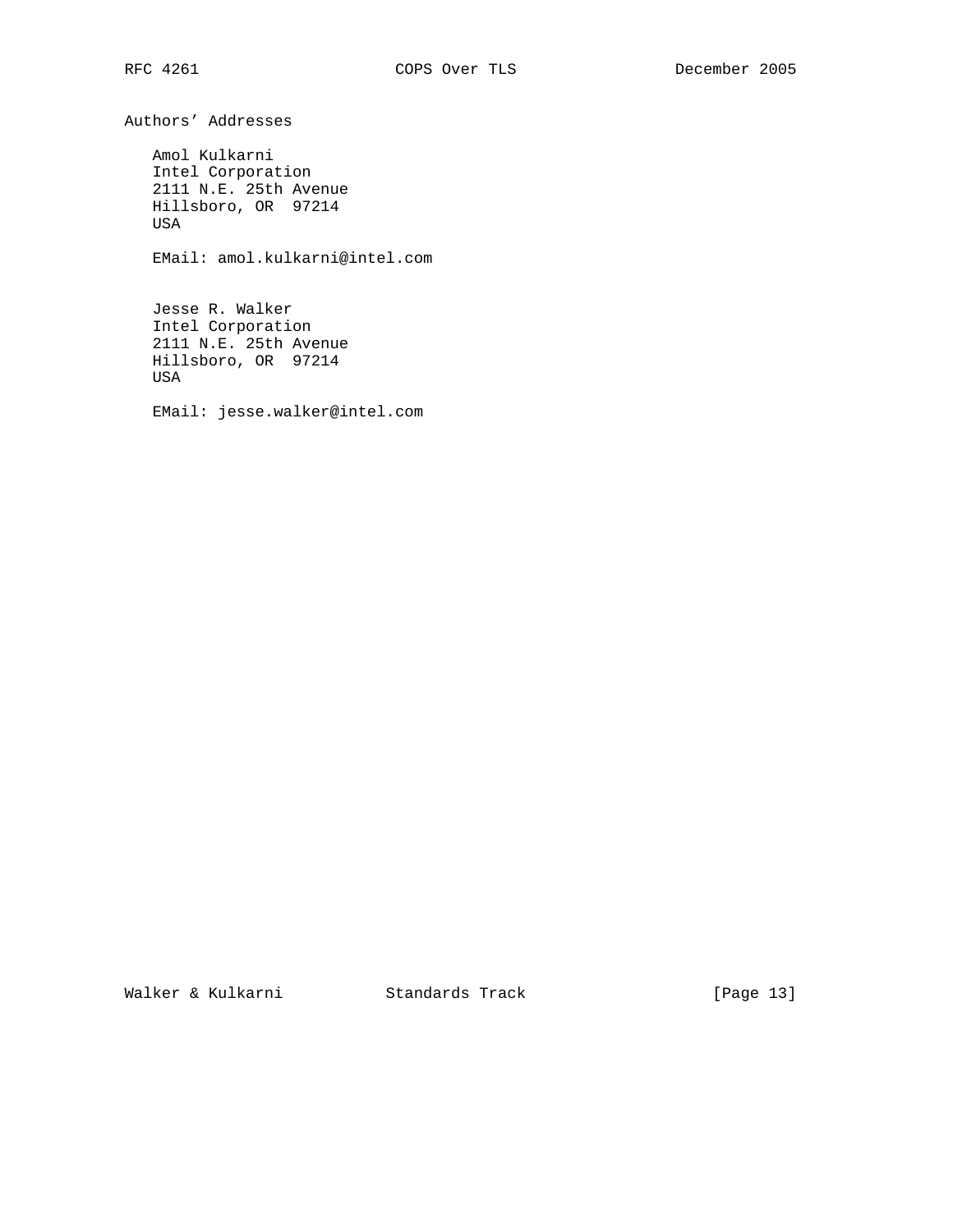# Authors' Addresses

Amol Kulkarni
Intel Corporation
2111 N.E. 25th Avenue
Hillsboro, OR  97214
USA

EMail: amol.kulkarni@intel.com

Jesse R. Walker
Intel Corporation
2111 N.E. 25th Avenue
Hillsboro, OR  97214
USA

EMail: jesse.walker@intel.com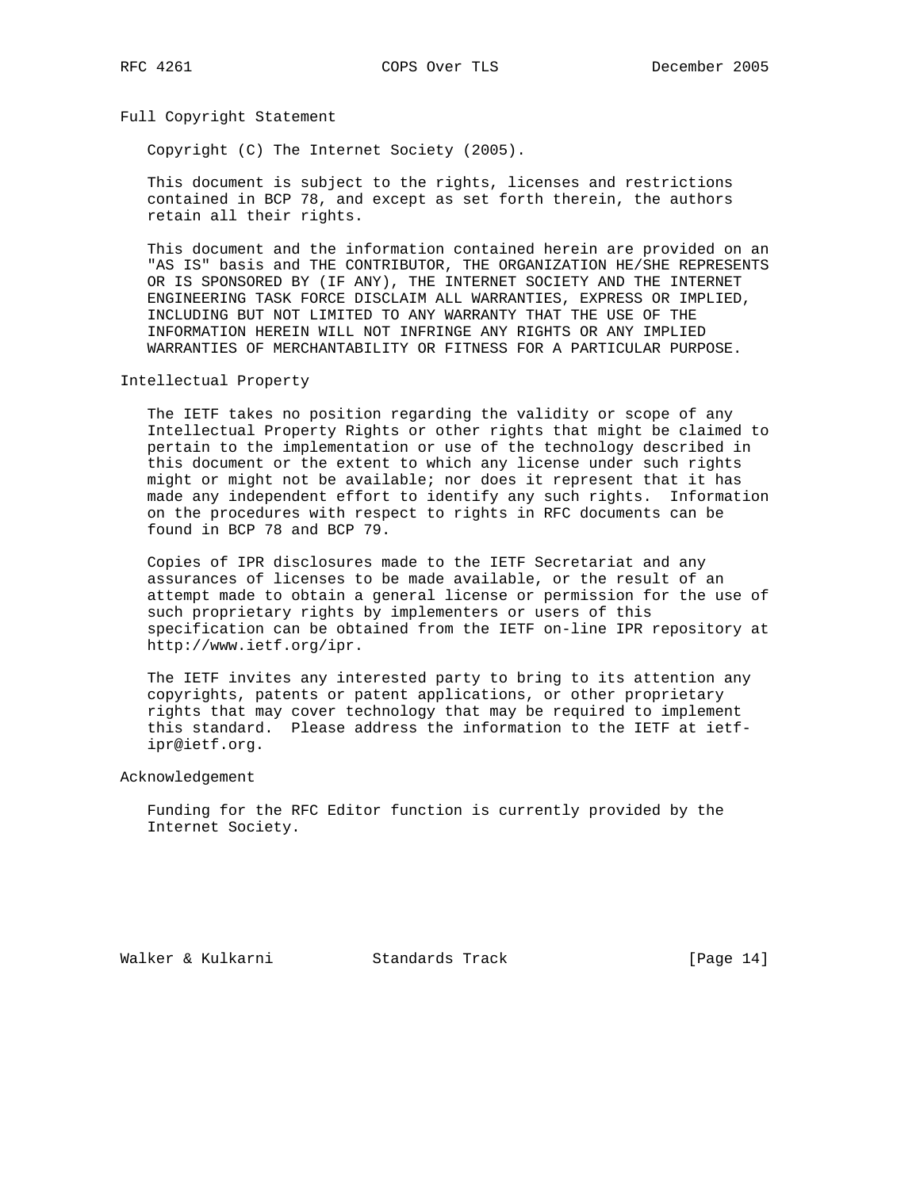## Full Copyright Statement

Copyright (C) The Internet Society (2005).

This document is subject to the rights, licenses and restrictions contained in BCP 78, and except as set forth therein, the authors retain all their rights.

This document and the information contained herein are provided on an "AS IS" basis and THE CONTRIBUTOR, THE ORGANIZATION HE/SHE REPRESENTS OR IS SPONSORED BY (IF ANY), THE INTERNET SOCIETY AND THE INTERNET ENGINEERING TASK FORCE DISCLAIM ALL WARRANTIES, EXPRESS OR IMPLIED, INCLUDING BUT NOT LIMITED TO ANY WARRANTY THAT THE USE OF THE INFORMATION HEREIN WILL NOT INFRINGE ANY RIGHTS OR ANY IMPLIED WARRANTIES OF MERCHANTABILITY OR FITNESS FOR A PARTICULAR PURPOSE.

## Intellectual Property

The IETF takes no position regarding the validity or scope of any Intellectual Property Rights or other rights that might be claimed to pertain to the implementation or use of the technology described in this document or the extent to which any license under such rights might or might not be available; nor does it represent that it has made any independent effort to identify any such rights. Information on the procedures with respect to rights in RFC documents can be found in BCP 78 and BCP 79.

Copies of IPR disclosures made to the IETF Secretariat and any assurances of licenses to be made available, or the result of an attempt made to obtain a general license or permission for the use of such proprietary rights by implementers or users of this specification can be obtained from the IETF on-line IPR repository at http://www.ietf.org/ipr.

The IETF invites any interested party to bring to its attention any copyrights, patents or patent applications, or other proprietary rights that may cover technology that may be required to implement this standard. Please address the information to the IETF at ietf-ipr@ietf.org.

## Acknowledgement

Funding for the RFC Editor function is currently provided by the Internet Society.